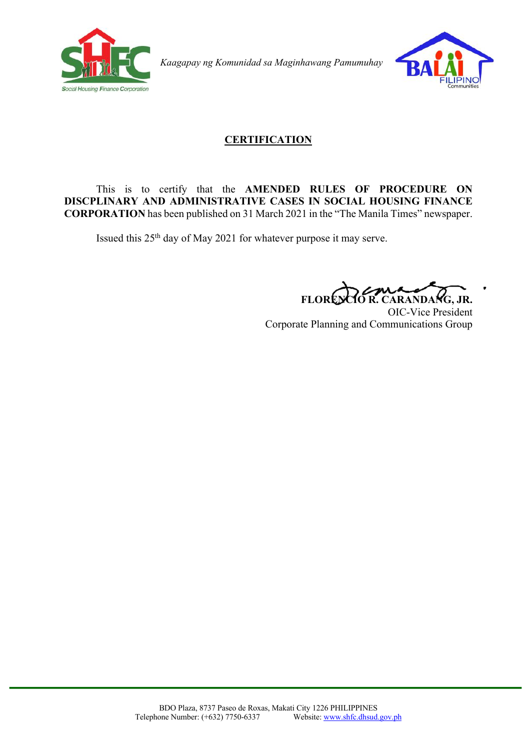Kaagapay ng Komunidad sa Maginhawang Pamumuhay

## CERTIFICATION

This is to certify that the **AMENDED RULES OF PROCEDURE ON DISCPLINARY AND ADMINISTRATIVE CASES IN SOCIAL HOUSING FINANCE CORPORATION** has been published on 31 March 2021 in the "The Manila Times" newspaper.

Issued this 25th day of May 2021 for whatever purpose it may serve.

**FLORENCIO R. CARANDANG, JR.**
OIC-Vice President
Corporate Planning and Communications Group

BDO Plaza, 8737 Paseo de Roxas, Makati City 1226 PHILIPPINES
Telephone Number: (+632) 7750-6337 Website: www.shfc.dhsud.gov.ph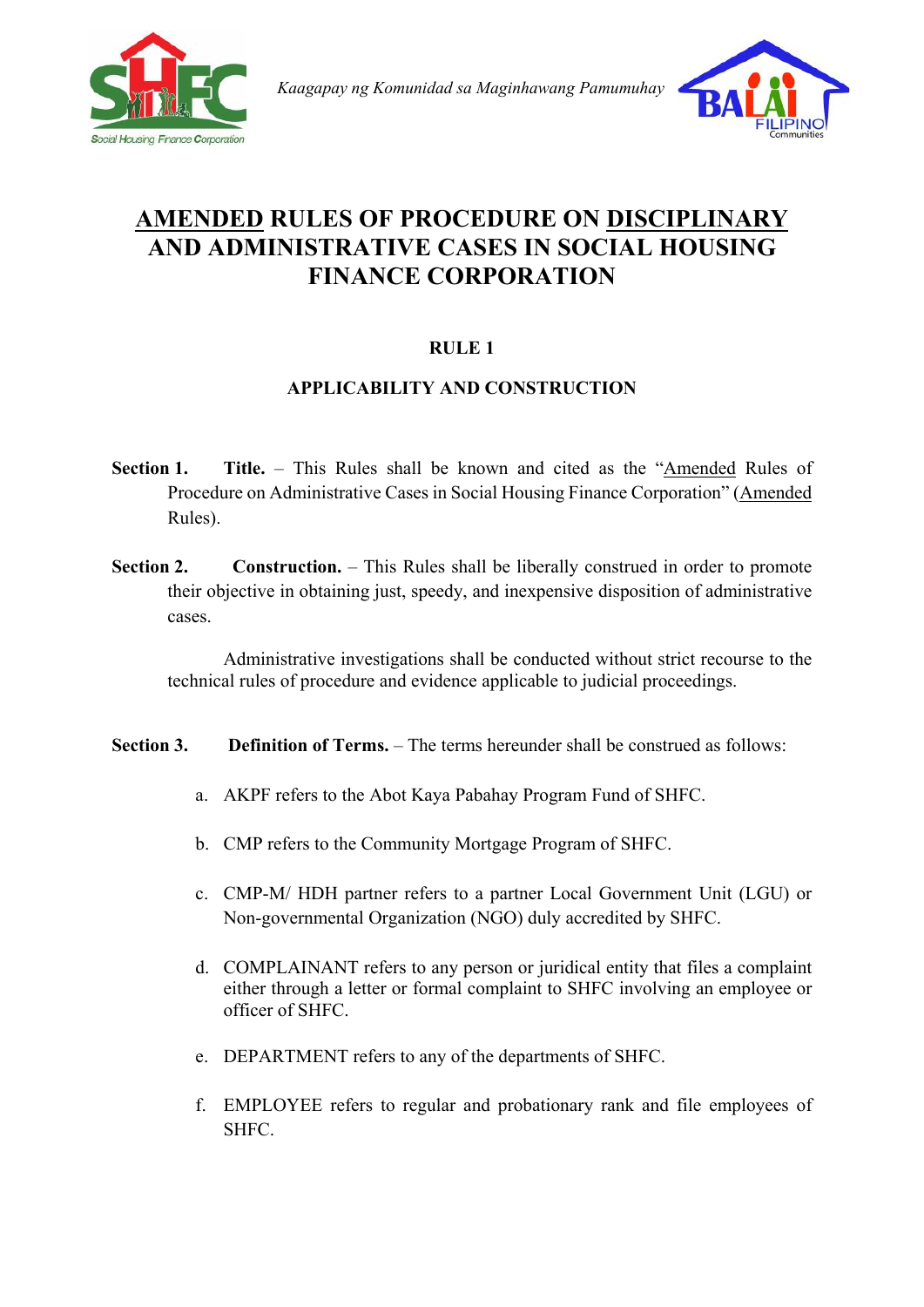Kaagapay ng Komunidad sa Maginhawang Pamumuhay

# AMENDED RULES OF PROCEDURE ON DISCIPLINARY AND ADMINISTRATIVE CASES IN SOCIAL HOUSING FINANCE CORPORATION

## RULE 1

## APPLICABILITY AND CONSTRUCTION

**Section 1. Title.** – This Rules shall be known and cited as the "Amended Rules of Procedure on Administrative Cases in Social Housing Finance Corporation" (Amended Rules).

**Section 2. Construction.** – This Rules shall be liberally construed in order to promote their objective in obtaining just, speedy, and inexpensive disposition of administrative cases.

Administrative investigations shall be conducted without strict recourse to the technical rules of procedure and evidence applicable to judicial proceedings.

**Section 3. Definition of Terms.** – The terms hereunder shall be construed as follows:

a. AKPF refers to the Abot Kaya Pabahay Program Fund of SHFC.

b. CMP refers to the Community Mortgage Program of SHFC.

c. CMP-M/ HDH partner refers to a partner Local Government Unit (LGU) or Non-governmental Organization (NGO) duly accredited by SHFC.

d. COMPLAINANT refers to any person or juridical entity that files a complaint either through a letter or formal complaint to SHFC involving an employee or officer of SHFC.

e. DEPARTMENT refers to any of the departments of SHFC.

f. EMPLOYEE refers to regular and probationary rank and file employees of SHFC.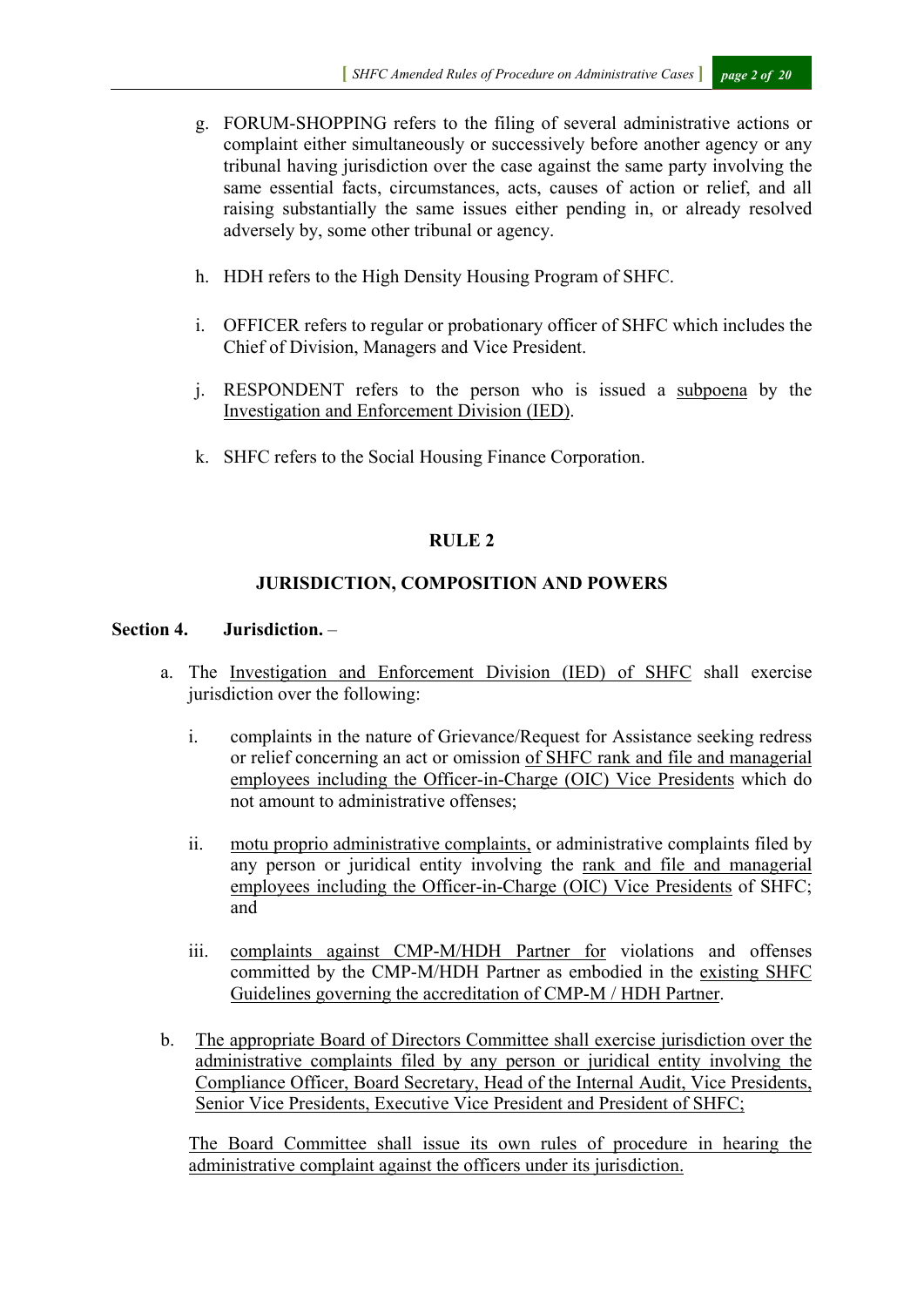g. FORUM-SHOPPING refers to the filing of several administrative actions or complaint either simultaneously or successively before another agency or any tribunal having jurisdiction over the case against the same party involving the same essential facts, circumstances, acts, causes of action or relief, and all raising substantially the same issues either pending in, or already resolved adversely by, some other tribunal or agency.

h. HDH refers to the High Density Housing Program of SHFC.

i. OFFICER refers to regular or probationary officer of SHFC which includes the Chief of Division, Managers and Vice President.

j. RESPONDENT refers to the person who is issued a <u>subpoena</u> by the <u>Investigation and Enforcement Division (IED)</u>.

k. SHFC refers to the Social Housing Finance Corporation.

## RULE 2

## JURISDICTION, COMPOSITION AND POWERS

**Section 4. Jurisdiction.** –

a. The <u>Investigation and Enforcement Division (IED) of SHFC</u> shall exercise jurisdiction over the following:

   i. complaints in the nature of Grievance/Request for Assistance seeking redress or relief concerning an act or omission <u>of SHFC rank and file and managerial employees including the Officer-in-Charge (OIC) Vice Presidents</u> which do not amount to administrative offenses;

   ii. <u>motu proprio administrative complaints,</u> or administrative complaints filed by any person or juridical entity involving the <u>rank and file and managerial employees including the Officer-in-Charge (OIC) Vice Presidents</u> of SHFC; and

   iii. <u>complaints against CMP-M/HDH Partner for</u> violations and offenses committed by the CMP-M/HDH Partner as embodied in the <u>existing SHFC Guidelines governing the accreditation of CMP-M / HDH Partner</u>.

b. <u>The appropriate Board of Directors Committee shall exercise jurisdiction over the administrative complaints filed by any person or juridical entity involving the Compliance Officer, Board Secretary, Head of the Internal Audit, Vice Presidents, Senior Vice Presidents, Executive Vice President and President of SHFC;</u>

   <u>The Board Committee shall issue its own rules of procedure in hearing the administrative complaint against the officers under its jurisdiction.</u>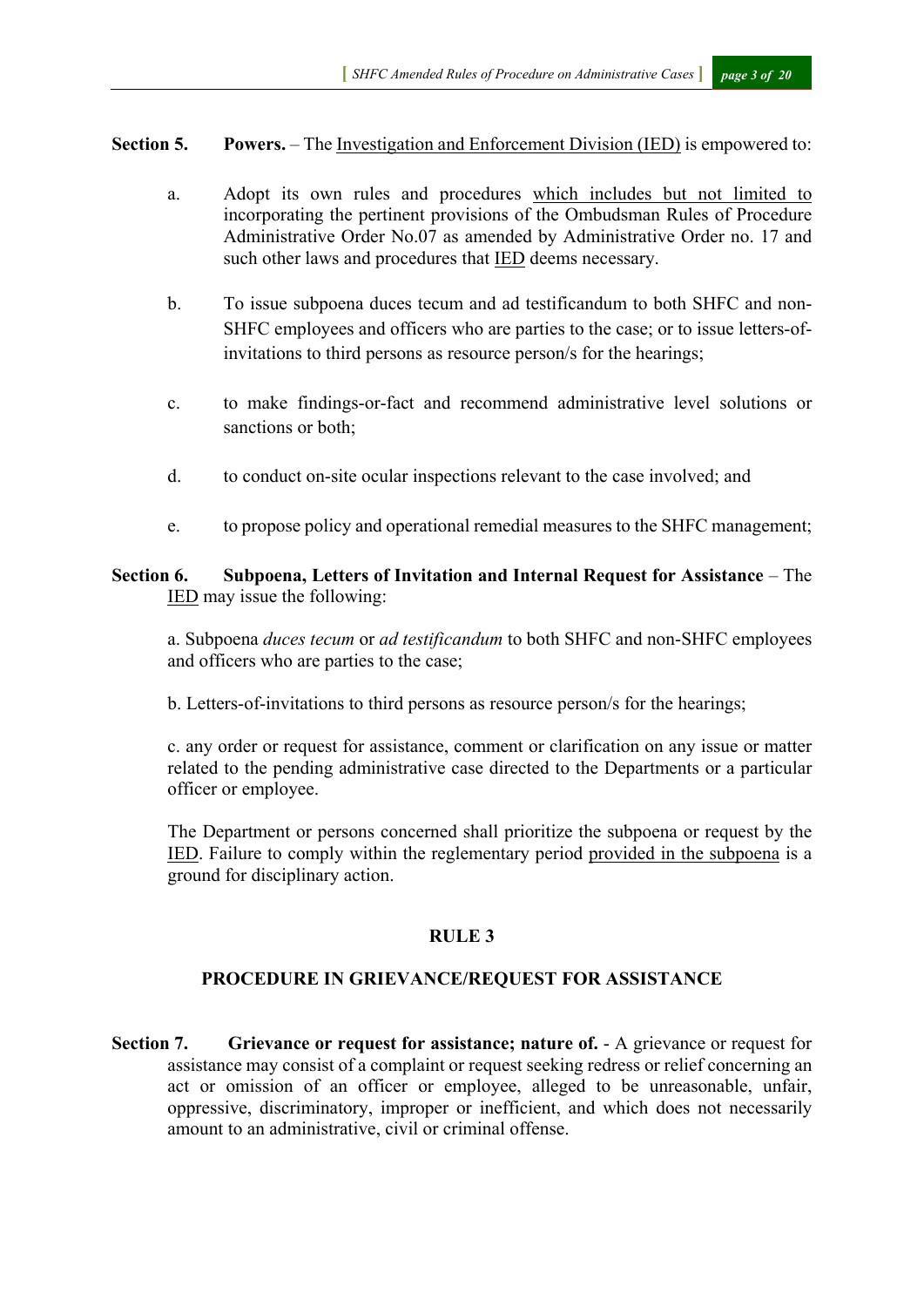**Section 5. Powers.** – The Investigation and Enforcement Division (IED) is empowered to:

a. Adopt its own rules and procedures which includes but not limited to incorporating the pertinent provisions of the Ombudsman Rules of Procedure Administrative Order No.07 as amended by Administrative Order no. 17 and such other laws and procedures that IED deems necessary.

b. To issue subpoena duces tecum and ad testificandum to both SHFC and non-SHFC employees and officers who are parties to the case; or to issue letters-of-invitations to third persons as resource person/s for the hearings;

c. to make findings-or-fact and recommend administrative level solutions or sanctions or both;

d. to conduct on-site ocular inspections relevant to the case involved; and

e. to propose policy and operational remedial measures to the SHFC management;

**Section 6. Subpoena, Letters of Invitation and Internal Request for Assistance** – The IED may issue the following:

a. Subpoena *duces tecum* or *ad testificandum* to both SHFC and non-SHFC employees and officers who are parties to the case;

b. Letters-of-invitations to third persons as resource person/s for the hearings;

c. any order or request for assistance, comment or clarification on any issue or matter related to the pending administrative case directed to the Departments or a particular officer or employee.

The Department or persons concerned shall prioritize the subpoena or request by the IED. Failure to comply within the reglementary period provided in the subpoena is a ground for disciplinary action.

## RULE 3

## PROCEDURE IN GRIEVANCE/REQUEST FOR ASSISTANCE

**Section 7. Grievance or request for assistance; nature of.** - A grievance or request for assistance may consist of a complaint or request seeking redress or relief concerning an act or omission of an officer or employee, alleged to be unreasonable, unfair, oppressive, discriminatory, improper or inefficient, and which does not necessarily amount to an administrative, civil or criminal offense.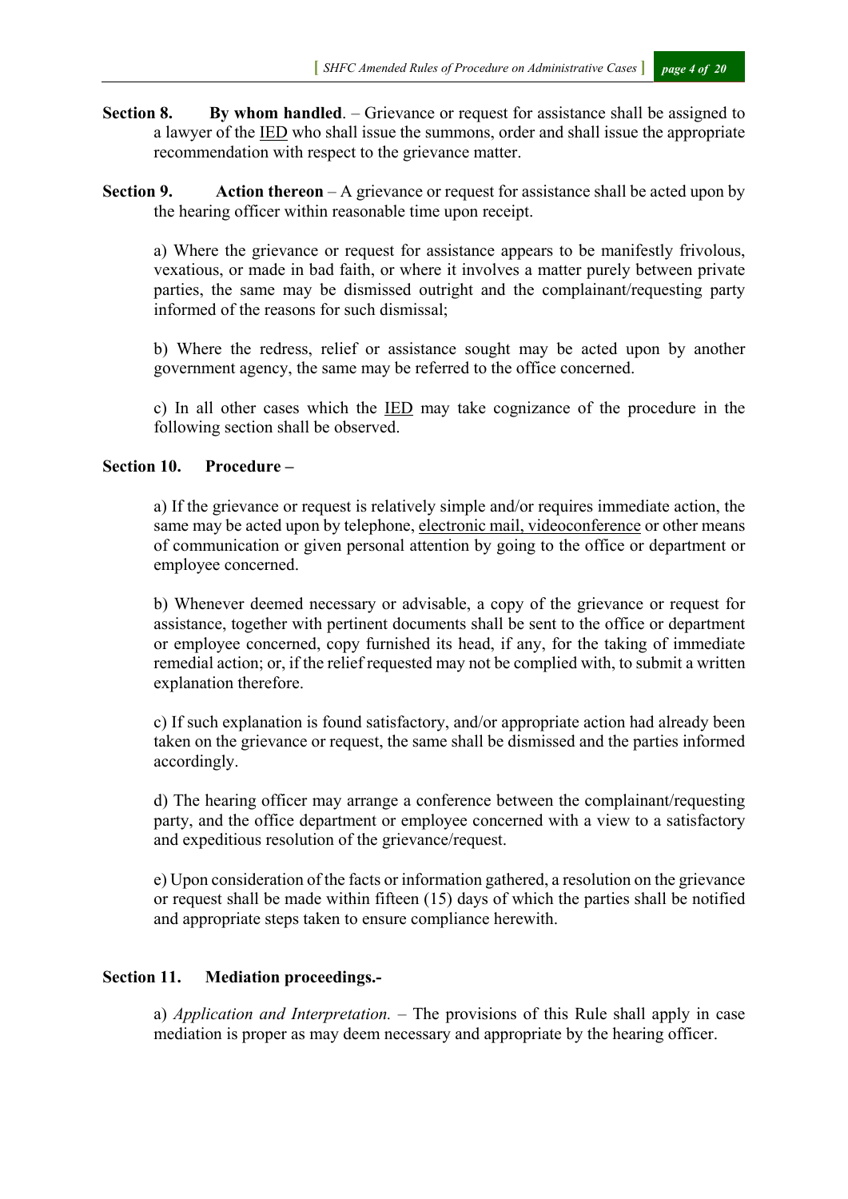**Section 8. By whom handled**. – Grievance or request for assistance shall be assigned to a lawyer of the IED who shall issue the summons, order and shall issue the appropriate recommendation with respect to the grievance matter.

**Section 9. Action thereon** – A grievance or request for assistance shall be acted upon by the hearing officer within reasonable time upon receipt.

a) Where the grievance or request for assistance appears to be manifestly frivolous, vexatious, or made in bad faith, or where it involves a matter purely between private parties, the same may be dismissed outright and the complainant/requesting party informed of the reasons for such dismissal;

b) Where the redress, relief or assistance sought may be acted upon by another government agency, the same may be referred to the office concerned.

c) In all other cases which the IED may take cognizance of the procedure in the following section shall be observed.

**Section 10. Procedure –**

a) If the grievance or request is relatively simple and/or requires immediate action, the same may be acted upon by telephone, electronic mail, videoconference or other means of communication or given personal attention by going to the office or department or employee concerned.

b) Whenever deemed necessary or advisable, a copy of the grievance or request for assistance, together with pertinent documents shall be sent to the office or department or employee concerned, copy furnished its head, if any, for the taking of immediate remedial action; or, if the relief requested may not be complied with, to submit a written explanation therefore.

c) If such explanation is found satisfactory, and/or appropriate action had already been taken on the grievance or request, the same shall be dismissed and the parties informed accordingly.

d) The hearing officer may arrange a conference between the complainant/requesting party, and the office department or employee concerned with a view to a satisfactory and expeditious resolution of the grievance/request.

e) Upon consideration of the facts or information gathered, a resolution on the grievance or request shall be made within fifteen (15) days of which the parties shall be notified and appropriate steps taken to ensure compliance herewith.

**Section 11. Mediation proceedings.-**

a) *Application and Interpretation.* – The provisions of this Rule shall apply in case mediation is proper as may deem necessary and appropriate by the hearing officer.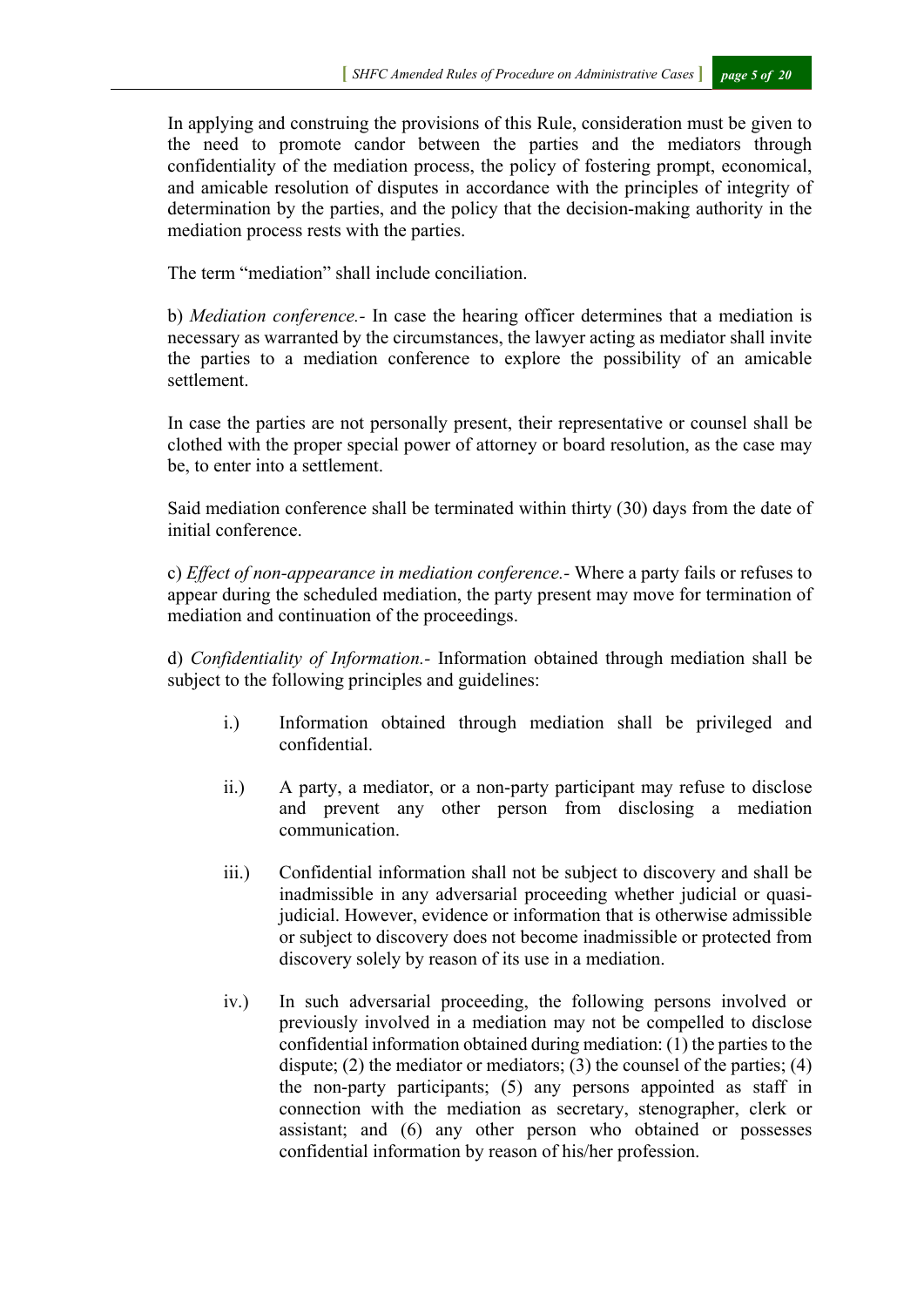In applying and construing the provisions of this Rule, consideration must be given to the need to promote candor between the parties and the mediators through confidentiality of the mediation process, the policy of fostering prompt, economical, and amicable resolution of disputes in accordance with the principles of integrity of determination by the parties, and the policy that the decision-making authority in the mediation process rests with the parties.

The term "mediation" shall include conciliation.

b) *Mediation conference.-* In case the hearing officer determines that a mediation is necessary as warranted by the circumstances, the lawyer acting as mediator shall invite the parties to a mediation conference to explore the possibility of an amicable settlement.

In case the parties are not personally present, their representative or counsel shall be clothed with the proper special power of attorney or board resolution, as the case may be, to enter into a settlement.

Said mediation conference shall be terminated within thirty (30) days from the date of initial conference.

c) *Effect of non-appearance in mediation conference.-* Where a party fails or refuses to appear during the scheduled mediation, the party present may move for termination of mediation and continuation of the proceedings.

d) *Confidentiality of Information.-* Information obtained through mediation shall be subject to the following principles and guidelines:

i.) Information obtained through mediation shall be privileged and confidential.

ii.) A party, a mediator, or a non-party participant may refuse to disclose and prevent any other person from disclosing a mediation communication.

iii.) Confidential information shall not be subject to discovery and shall be inadmissible in any adversarial proceeding whether judicial or quasi-judicial. However, evidence or information that is otherwise admissible or subject to discovery does not become inadmissible or protected from discovery solely by reason of its use in a mediation.

iv.) In such adversarial proceeding, the following persons involved or previously involved in a mediation may not be compelled to disclose confidential information obtained during mediation: (1) the parties to the dispute; (2) the mediator or mediators; (3) the counsel of the parties; (4) the non-party participants; (5) any persons appointed as staff in connection with the mediation as secretary, stenographer, clerk or assistant; and (6) any other person who obtained or possesses confidential information by reason of his/her profession.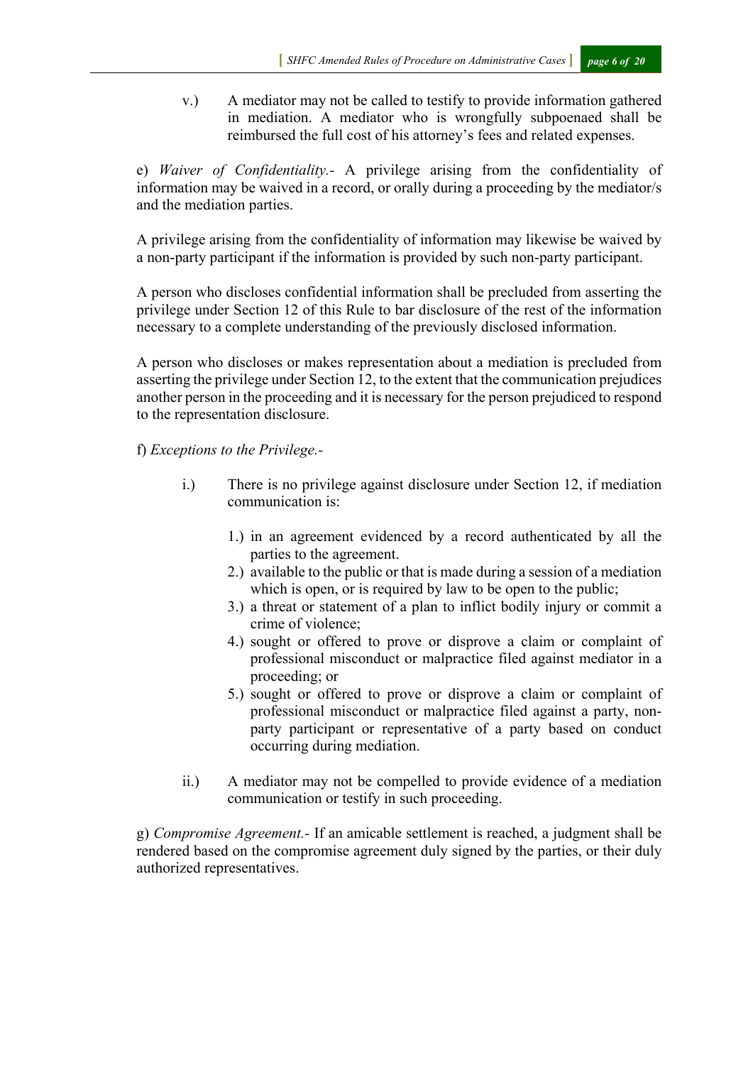v.) A mediator may not be called to testify to provide information gathered in mediation. A mediator who is wrongfully subpoenaed shall be reimbursed the full cost of his attorney's fees and related expenses.

e) *Waiver of Confidentiality.-* A privilege arising from the confidentiality of information may be waived in a record, or orally during a proceeding by the mediator/s and the mediation parties.

A privilege arising from the confidentiality of information may likewise be waived by a non-party participant if the information is provided by such non-party participant.

A person who discloses confidential information shall be precluded from asserting the privilege under Section 12 of this Rule to bar disclosure of the rest of the information necessary to a complete understanding of the previously disclosed information.

A person who discloses or makes representation about a mediation is precluded from asserting the privilege under Section 12, to the extent that the communication prejudices another person in the proceeding and it is necessary for the person prejudiced to respond to the representation disclosure.

f) *Exceptions to the Privilege.-*

i.) There is no privilege against disclosure under Section 12, if mediation communication is:

1.) in an agreement evidenced by a record authenticated by all the parties to the agreement.
2.) available to the public or that is made during a session of a mediation which is open, or is required by law to be open to the public;
3.) a threat or statement of a plan to inflict bodily injury or commit a crime of violence;
4.) sought or offered to prove or disprove a claim or complaint of professional misconduct or malpractice filed against mediator in a proceeding; or
5.) sought or offered to prove or disprove a claim or complaint of professional misconduct or malpractice filed against a party, non-party participant or representative of a party based on conduct occurring during mediation.

ii.) A mediator may not be compelled to provide evidence of a mediation communication or testify in such proceeding.

g) *Compromise Agreement.-* If an amicable settlement is reached, a judgment shall be rendered based on the compromise agreement duly signed by the parties, or their duly authorized representatives.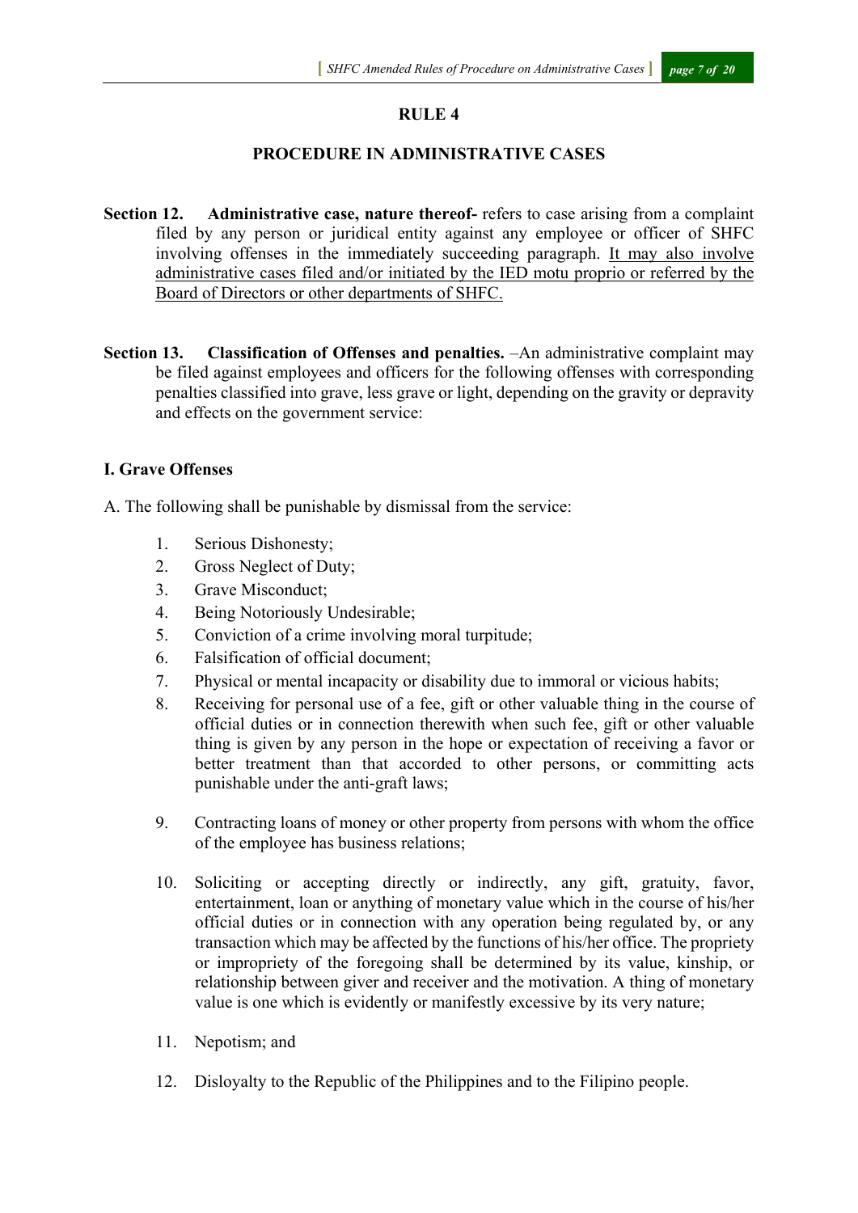## RULE 4

## PROCEDURE IN ADMINISTRATIVE CASES

**Section 12. Administrative case, nature thereof-** refers to case arising from a complaint filed by any person or juridical entity against any employee or officer of SHFC involving offenses in the immediately succeeding paragraph. <u>It may also involve administrative cases filed and/or initiated by the IED motu proprio or referred by the Board of Directors or other departments of SHFC.</u>

**Section 13. Classification of Offenses and penalties.** –An administrative complaint may be filed against employees and officers for the following offenses with corresponding penalties classified into grave, less grave or light, depending on the gravity or depravity and effects on the government service:

**I. Grave Offenses**

A. The following shall be punishable by dismissal from the service:

1. Serious Dishonesty;
2. Gross Neglect of Duty;
3. Grave Misconduct;
4. Being Notoriously Undesirable;
5. Conviction of a crime involving moral turpitude;
6. Falsification of official document;
7. Physical or mental incapacity or disability due to immoral or vicious habits;
8. Receiving for personal use of a fee, gift or other valuable thing in the course of official duties or in connection therewith when such fee, gift or other valuable thing is given by any person in the hope or expectation of receiving a favor or better treatment than that accorded to other persons, or committing acts punishable under the anti-graft laws;
9. Contracting loans of money or other property from persons with whom the office of the employee has business relations;
10. Soliciting or accepting directly or indirectly, any gift, gratuity, favor, entertainment, loan or anything of monetary value which in the course of his/her official duties or in connection with any operation being regulated by, or any transaction which may be affected by the functions of his/her office. The propriety or impropriety of the foregoing shall be determined by its value, kinship, or relationship between giver and receiver and the motivation. A thing of monetary value is one which is evidently or manifestly excessive by its very nature;
11. Nepotism; and
12. Disloyalty to the Republic of the Philippines and to the Filipino people.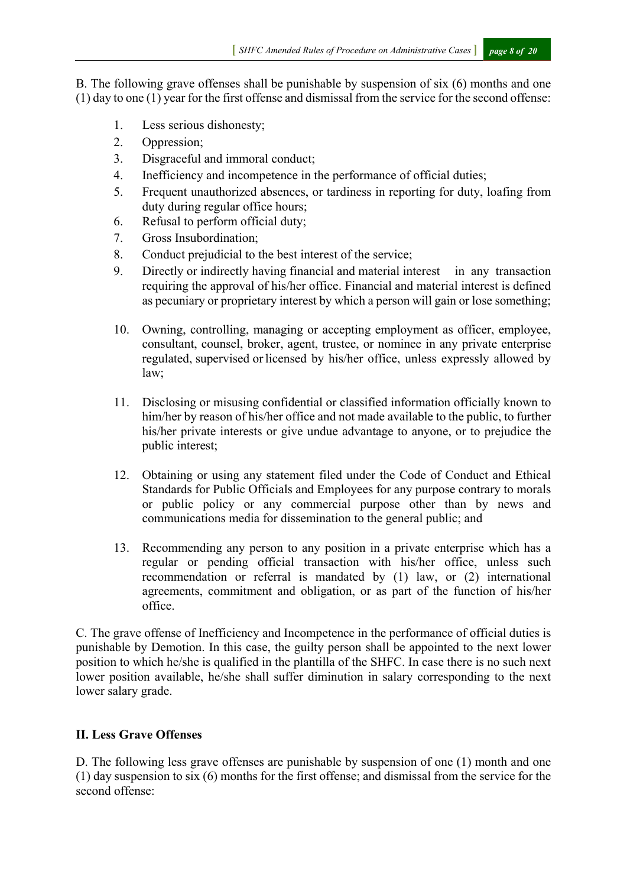B. The following grave offenses shall be punishable by suspension of six (6) months and one (1) day to one (1) year for the first offense and dismissal from the service for the second offense:

1. Less serious dishonesty;
2. Oppression;
3. Disgraceful and immoral conduct;
4. Inefficiency and incompetence in the performance of official duties;
5. Frequent unauthorized absences, or tardiness in reporting for duty, loafing from duty during regular office hours;
6. Refusal to perform official duty;
7. Gross Insubordination;
8. Conduct prejudicial to the best interest of the service;
9. Directly or indirectly having financial and material interest in any transaction requiring the approval of his/her office. Financial and material interest is defined as pecuniary or proprietary interest by which a person will gain or lose something;
10. Owning, controlling, managing or accepting employment as officer, employee, consultant, counsel, broker, agent, trustee, or nominee in any private enterprise regulated, supervised or licensed by his/her office, unless expressly allowed by law;
11. Disclosing or misusing confidential or classified information officially known to him/her by reason of his/her office and not made available to the public, to further his/her private interests or give undue advantage to anyone, or to prejudice the public interest;
12. Obtaining or using any statement filed under the Code of Conduct and Ethical Standards for Public Officials and Employees for any purpose contrary to morals or public policy or any commercial purpose other than by news and communications media for dissemination to the general public; and
13. Recommending any person to any position in a private enterprise which has a regular or pending official transaction with his/her office, unless such recommendation or referral is mandated by (1) law, or (2) international agreements, commitment and obligation, or as part of the function of his/her office.

C. The grave offense of Inefficiency and Incompetence in the performance of official duties is punishable by Demotion. In this case, the guilty person shall be appointed to the next lower position to which he/she is qualified in the plantilla of the SHFC. In case there is no such next lower position available, he/she shall suffer diminution in salary corresponding to the next lower salary grade.

## II. Less Grave Offenses

D. The following less grave offenses are punishable by suspension of one (1) month and one (1) day suspension to six (6) months for the first offense; and dismissal from the service for the second offense: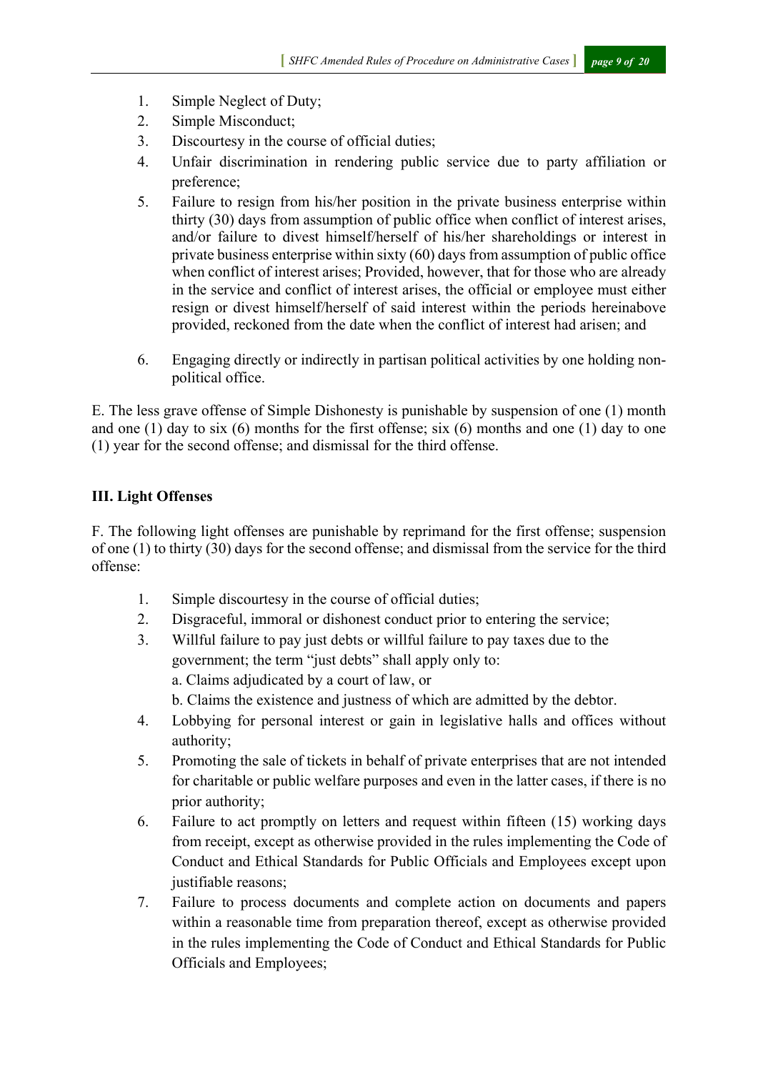1. Simple Neglect of Duty;
2. Simple Misconduct;
3. Discourtesy in the course of official duties;
4. Unfair discrimination in rendering public service due to party affiliation or preference;
5. Failure to resign from his/her position in the private business enterprise within thirty (30) days from assumption of public office when conflict of interest arises, and/or failure to divest himself/herself of his/her shareholdings or interest in private business enterprise within sixty (60) days from assumption of public office when conflict of interest arises; Provided, however, that for those who are already in the service and conflict of interest arises, the official or employee must either resign or divest himself/herself of said interest within the periods hereinabove provided, reckoned from the date when the conflict of interest had arisen; and
6. Engaging directly or indirectly in partisan political activities by one holding non-political office.

E. The less grave offense of Simple Dishonesty is punishable by suspension of one (1) month and one (1) day to six (6) months for the first offense; six (6) months and one (1) day to one (1) year for the second offense; and dismissal for the third offense.

**III. Light Offenses**

F. The following light offenses are punishable by reprimand for the first offense; suspension of one (1) to thirty (30) days for the second offense; and dismissal from the service for the third offense:

1. Simple discourtesy in the course of official duties;
2. Disgraceful, immoral or dishonest conduct prior to entering the service;
3. Willful failure to pay just debts or willful failure to pay taxes due to the government; the term "just debts" shall apply only to:
   a. Claims adjudicated by a court of law, or
   b. Claims the existence and justness of which are admitted by the debtor.
4. Lobbying for personal interest or gain in legislative halls and offices without authority;
5. Promoting the sale of tickets in behalf of private enterprises that are not intended for charitable or public welfare purposes and even in the latter cases, if there is no prior authority;
6. Failure to act promptly on letters and request within fifteen (15) working days from receipt, except as otherwise provided in the rules implementing the Code of Conduct and Ethical Standards for Public Officials and Employees except upon justifiable reasons;
7. Failure to process documents and complete action on documents and papers within a reasonable time from preparation thereof, except as otherwise provided in the rules implementing the Code of Conduct and Ethical Standards for Public Officials and Employees;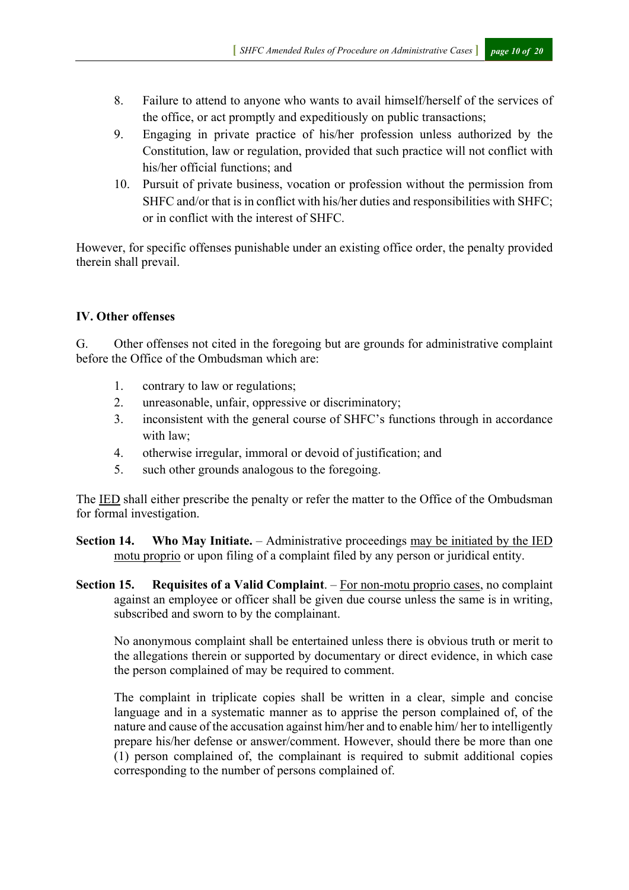8. Failure to attend to anyone who wants to avail himself/herself of the services of the office, or act promptly and expeditiously on public transactions;
9. Engaging in private practice of his/her profession unless authorized by the Constitution, law or regulation, provided that such practice will not conflict with his/her official functions; and
10. Pursuit of private business, vocation or profession without the permission from SHFC and/or that is in conflict with his/her duties and responsibilities with SHFC; or in conflict with the interest of SHFC.

However, for specific offenses punishable under an existing office order, the penalty provided therein shall prevail.

**IV. Other offenses**

G. Other offenses not cited in the foregoing but are grounds for administrative complaint before the Office of the Ombudsman which are:

1. contrary to law or regulations;
2. unreasonable, unfair, oppressive or discriminatory;
3. inconsistent with the general course of SHFC's functions through in accordance with law;
4. otherwise irregular, immoral or devoid of justification; and
5. such other grounds analogous to the foregoing.

The <u>IED</u> shall either prescribe the penalty or refer the matter to the Office of the Ombudsman for formal investigation.

**Section 14. Who May Initiate.** – Administrative proceedings <u>may be initiated by the IED motu proprio</u> or upon filing of a complaint filed by any person or juridical entity.

**Section 15. Requisites of a Valid Complaint**. – <u>For non-motu proprio cases</u>, no complaint against an employee or officer shall be given due course unless the same is in writing, subscribed and sworn to by the complainant.

No anonymous complaint shall be entertained unless there is obvious truth or merit to the allegations therein or supported by documentary or direct evidence, in which case the person complained of may be required to comment.

The complaint in triplicate copies shall be written in a clear, simple and concise language and in a systematic manner as to apprise the person complained of, of the nature and cause of the accusation against him/her and to enable him/ her to intelligently prepare his/her defense or answer/comment. However, should there be more than one (1) person complained of, the complainant is required to submit additional copies corresponding to the number of persons complained of.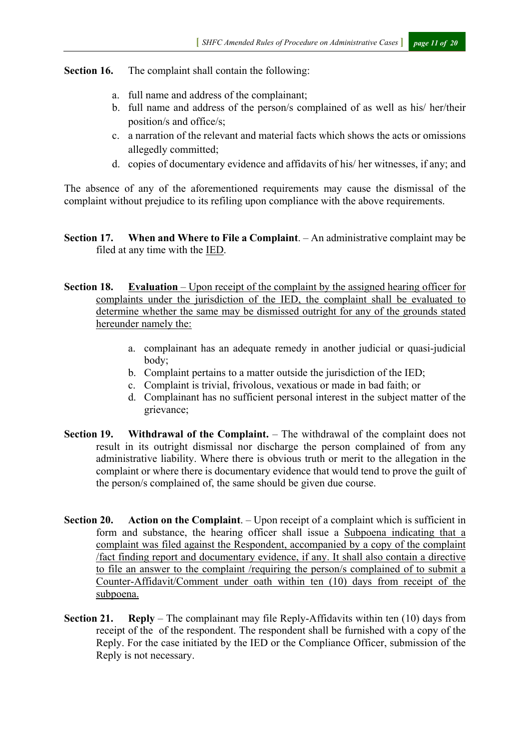**Section 16.** The complaint shall contain the following:

a. full name and address of the complainant;
b. full name and address of the person/s complained of as well as his/ her/their position/s and office/s;
c. a narration of the relevant and material facts which shows the acts or omissions allegedly committed;
d. copies of documentary evidence and affidavits of his/ her witnesses, if any; and

The absence of any of the aforementioned requirements may cause the dismissal of the complaint without prejudice to its refiling upon compliance with the above requirements.

**Section 17. When and Where to File a Complaint**. – An administrative complaint may be filed at any time with the <u>IED</u>.

**Section 18. <u>Evaluation</u>** – <u>Upon receipt of the complaint by the assigned hearing officer for complaints under the jurisdiction of the IED, the complaint shall be evaluated to determine whether the same may be dismissed outright for any of the grounds stated hereunder namely the:</u>

a. complainant has an adequate remedy in another judicial or quasi-judicial body;
b. Complaint pertains to a matter outside the jurisdiction of the IED;
c. Complaint is trivial, frivolous, vexatious or made in bad faith; or
d. Complainant has no sufficient personal interest in the subject matter of the grievance;

**Section 19. Withdrawal of the Complaint.** – The withdrawal of the complaint does not result in its outright dismissal nor discharge the person complained of from any administrative liability. Where there is obvious truth or merit to the allegation in the complaint or where there is documentary evidence that would tend to prove the guilt of the person/s complained of, the same should be given due course.

**Section 20. Action on the Complaint**. – Upon receipt of a complaint which is sufficient in form and substance, the hearing officer shall issue a <u>Subpoena indicating that a complaint was filed against the Respondent, accompanied by a copy of the complaint /fact finding report and documentary evidence, if any. It shall also contain a directive to file an answer to the complaint /requiring the person/s complained of to submit a Counter-Affidavit/Comment under oath within ten (10) days from receipt of the subpoena.</u>

**Section 21. Reply** – The complainant may file Reply-Affidavits within ten (10) days from receipt of the of the respondent. The respondent shall be furnished with a copy of the Reply. For the case initiated by the IED or the Compliance Officer, submission of the Reply is not necessary.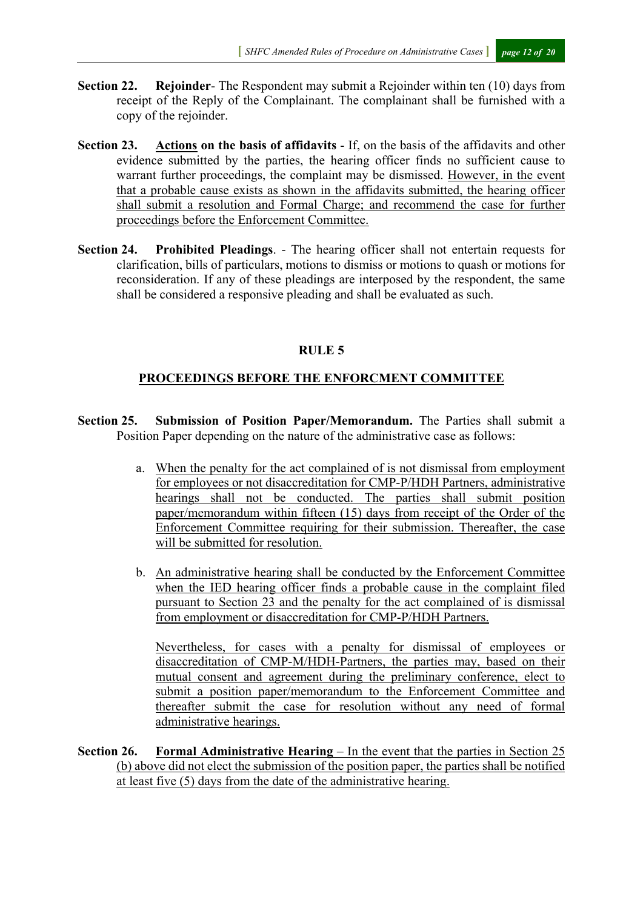**Section 22. Rejoinder**- The Respondent may submit a Rejoinder within ten (10) days from receipt of the Reply of the Complainant. The complainant shall be furnished with a copy of the rejoinder.

**Section 23. Actions on the basis of affidavits** - If, on the basis of the affidavits and other evidence submitted by the parties, the hearing officer finds no sufficient cause to warrant further proceedings, the complaint may be dismissed. However, in the event that a probable cause exists as shown in the affidavits submitted, the hearing officer shall submit a resolution and Formal Charge; and recommend the case for further proceedings before the Enforcement Committee.

**Section 24. Prohibited Pleadings**. - The hearing officer shall not entertain requests for clarification, bills of particulars, motions to dismiss or motions to quash or motions for reconsideration. If any of these pleadings are interposed by the respondent, the same shall be considered a responsive pleading and shall be evaluated as such.

## RULE 5

## PROCEEDINGS BEFORE THE ENFORCMENT COMMITTEE

**Section 25. Submission of Position Paper/Memorandum.** The Parties shall submit a Position Paper depending on the nature of the administrative case as follows:

a. When the penalty for the act complained of is not dismissal from employment for employees or not disaccreditation for CMP-P/HDH Partners, administrative hearings shall not be conducted. The parties shall submit position paper/memorandum within fifteen (15) days from receipt of the Order of the Enforcement Committee requiring for their submission. Thereafter, the case will be submitted for resolution.

b. An administrative hearing shall be conducted by the Enforcement Committee when the IED hearing officer finds a probable cause in the complaint filed pursuant to Section 23 and the penalty for the act complained of is dismissal from employment or disaccreditation for CMP-P/HDH Partners.

   Nevertheless, for cases with a penalty for dismissal of employees or disaccreditation of CMP-M/HDH-Partners, the parties may, based on their mutual consent and agreement during the preliminary conference, elect to submit a position paper/memorandum to the Enforcement Committee and thereafter submit the case for resolution without any need of formal administrative hearings.

**Section 26. Formal Administrative Hearing** – In the event that the parties in Section 25 (b) above did not elect the submission of the position paper, the parties shall be notified at least five (5) days from the date of the administrative hearing.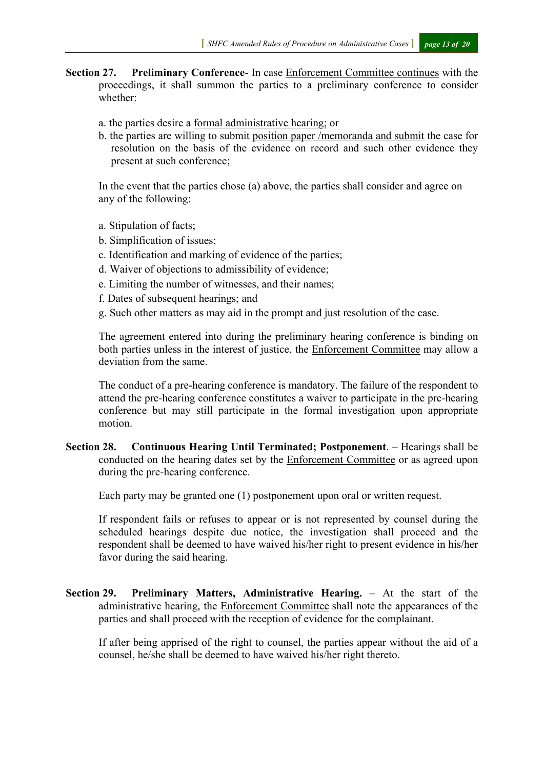**Section 27. Preliminary Conference**- In case Enforcement Committee continues with the proceedings, it shall summon the parties to a preliminary conference to consider whether:

a. the parties desire a formal administrative hearing; or
b. the parties are willing to submit position paper /memoranda and submit the case for resolution on the basis of the evidence on record and such other evidence they present at such conference;

In the event that the parties chose (a) above, the parties shall consider and agree on any of the following:

a. Stipulation of facts;
b. Simplification of issues;
c. Identification and marking of evidence of the parties;
d. Waiver of objections to admissibility of evidence;
e. Limiting the number of witnesses, and their names;
f. Dates of subsequent hearings; and
g. Such other matters as may aid in the prompt and just resolution of the case.

The agreement entered into during the preliminary hearing conference is binding on both parties unless in the interest of justice, the Enforcement Committee may allow a deviation from the same.

The conduct of a pre-hearing conference is mandatory. The failure of the respondent to attend the pre-hearing conference constitutes a waiver to participate in the pre-hearing conference but may still participate in the formal investigation upon appropriate motion.

**Section 28. Continuous Hearing Until Terminated; Postponement**. – Hearings shall be conducted on the hearing dates set by the Enforcement Committee or as agreed upon during the pre-hearing conference.

Each party may be granted one (1) postponement upon oral or written request.

If respondent fails or refuses to appear or is not represented by counsel during the scheduled hearings despite due notice, the investigation shall proceed and the respondent shall be deemed to have waived his/her right to present evidence in his/her favor during the said hearing.

**Section 29. Preliminary Matters, Administrative Hearing.** – At the start of the administrative hearing, the Enforcement Committee shall note the appearances of the parties and shall proceed with the reception of evidence for the complainant.

If after being apprised of the right to counsel, the parties appear without the aid of a counsel, he/she shall be deemed to have waived his/her right thereto.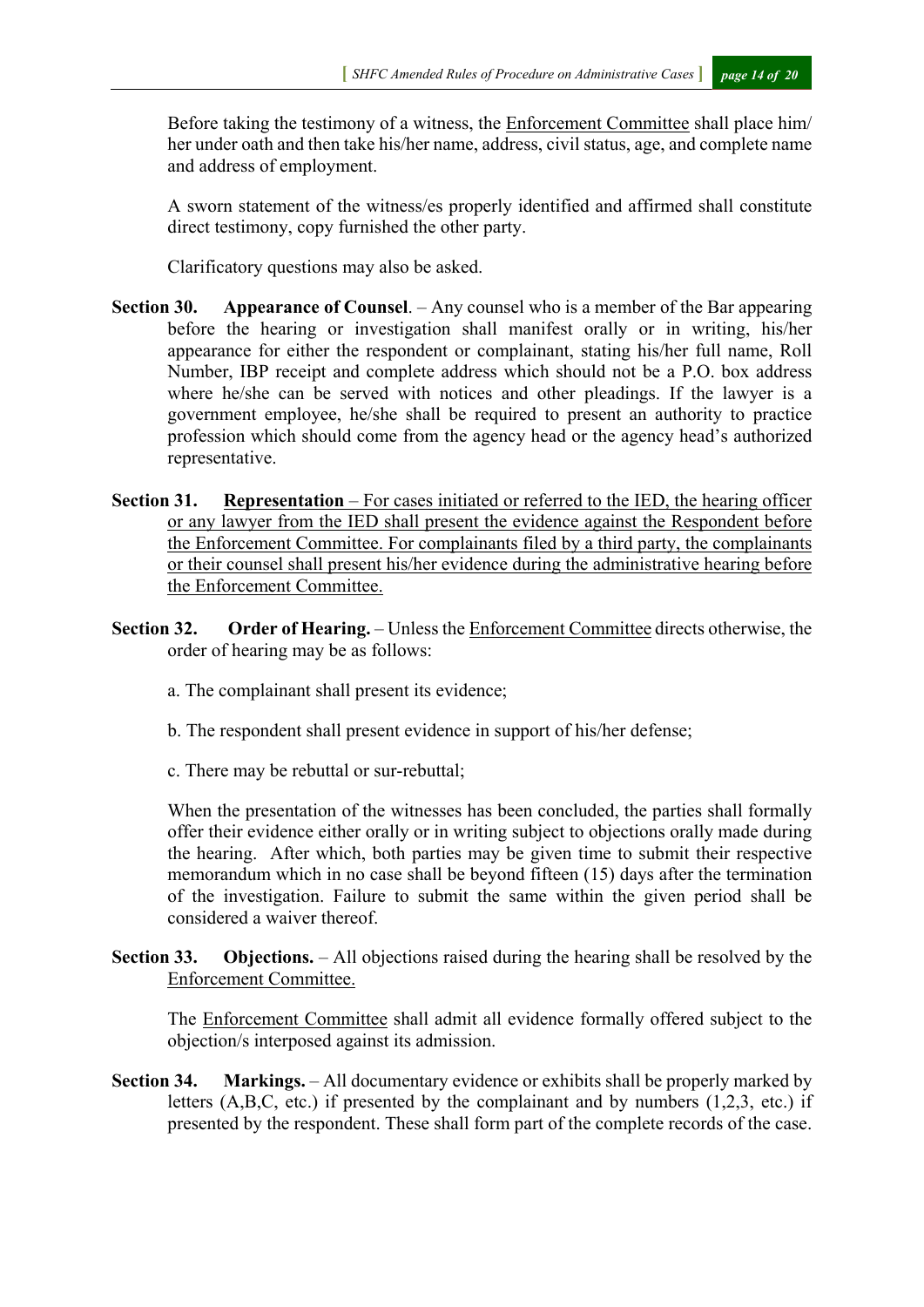Before taking the testimony of a witness, the Enforcement Committee shall place him/ her under oath and then take his/her name, address, civil status, age, and complete name and address of employment.

A sworn statement of the witness/es properly identified and affirmed shall constitute direct testimony, copy furnished the other party.

Clarificatory questions may also be asked.

**Section 30. Appearance of Counsel**. – Any counsel who is a member of the Bar appearing before the hearing or investigation shall manifest orally or in writing, his/her appearance for either the respondent or complainant, stating his/her full name, Roll Number, IBP receipt and complete address which should not be a P.O. box address where he/she can be served with notices and other pleadings. If the lawyer is a government employee, he/she shall be required to present an authority to practice profession which should come from the agency head or the agency head's authorized representative.

**Section 31. Representation** – For cases initiated or referred to the IED, the hearing officer or any lawyer from the IED shall present the evidence against the Respondent before the Enforcement Committee. For complainants filed by a third party, the complainants or their counsel shall present his/her evidence during the administrative hearing before the Enforcement Committee.

**Section 32. Order of Hearing.** – Unless the Enforcement Committee directs otherwise, the order of hearing may be as follows:

a. The complainant shall present its evidence;

b. The respondent shall present evidence in support of his/her defense;

c. There may be rebuttal or sur-rebuttal;

When the presentation of the witnesses has been concluded, the parties shall formally offer their evidence either orally or in writing subject to objections orally made during the hearing. After which, both parties may be given time to submit their respective memorandum which in no case shall be beyond fifteen (15) days after the termination of the investigation. Failure to submit the same within the given period shall be considered a waiver thereof.

**Section 33. Objections.** – All objections raised during the hearing shall be resolved by the Enforcement Committee.

The Enforcement Committee shall admit all evidence formally offered subject to the objection/s interposed against its admission.

**Section 34. Markings.** – All documentary evidence or exhibits shall be properly marked by letters (A,B,C, etc.) if presented by the complainant and by numbers (1,2,3, etc.) if presented by the respondent. These shall form part of the complete records of the case.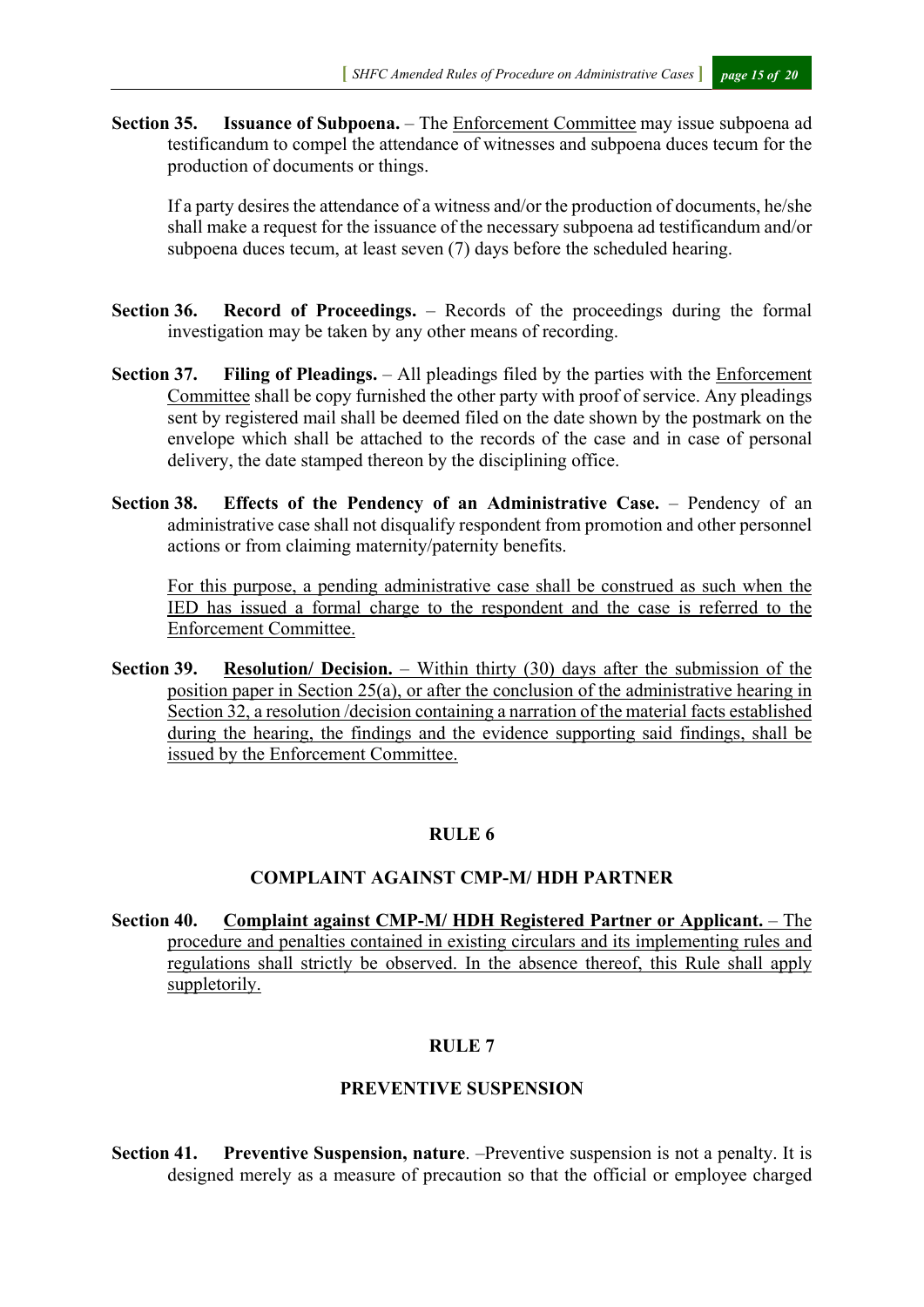**Section 35. Issuance of Subpoena.** – The <u>Enforcement Committee</u> may issue subpoena ad testificandum to compel the attendance of witnesses and subpoena duces tecum for the production of documents or things.

If a party desires the attendance of a witness and/or the production of documents, he/she shall make a request for the issuance of the necessary subpoena ad testificandum and/or subpoena duces tecum, at least seven (7) days before the scheduled hearing.

**Section 36. Record of Proceedings.** – Records of the proceedings during the formal investigation may be taken by any other means of recording.

**Section 37. Filing of Pleadings.** – All pleadings filed by the parties with the <u>Enforcement Committee</u> shall be copy furnished the other party with proof of service. Any pleadings sent by registered mail shall be deemed filed on the date shown by the postmark on the envelope which shall be attached to the records of the case and in case of personal delivery, the date stamped thereon by the disciplining office.

**Section 38. Effects of the Pendency of an Administrative Case.** – Pendency of an administrative case shall not disqualify respondent from promotion and other personnel actions or from claiming maternity/paternity benefits.

<u>For this purpose, a pending administrative case shall be construed as such when the IED has issued a formal charge to the respondent and the case is referred to the Enforcement Committee.</u>

**Section 39.** **<u>Resolution/ Decision.</u>** – <u>Within thirty (30) days after the submission of the position paper in Section 25(a), or after the conclusion of the administrative hearing in Section 32, a resolution /decision containing a narration of the material facts established during the hearing, the findings and the evidence supporting said findings, shall be issued by the Enforcement Committee.</u>

## RULE 6

## COMPLAINT AGAINST CMP-M/ HDH PARTNER

**Section 40.** **<u>Complaint against CMP-M/ HDH Registered Partner or Applicant.</u>** – <u>The procedure and penalties contained in existing circulars and its implementing rules and regulations shall strictly be observed. In the absence thereof, this Rule shall apply suppletorily.</u>

## RULE 7

## PREVENTIVE SUSPENSION

**Section 41. Preventive Suspension, nature**. –Preventive suspension is not a penalty. It is designed merely as a measure of precaution so that the official or employee charged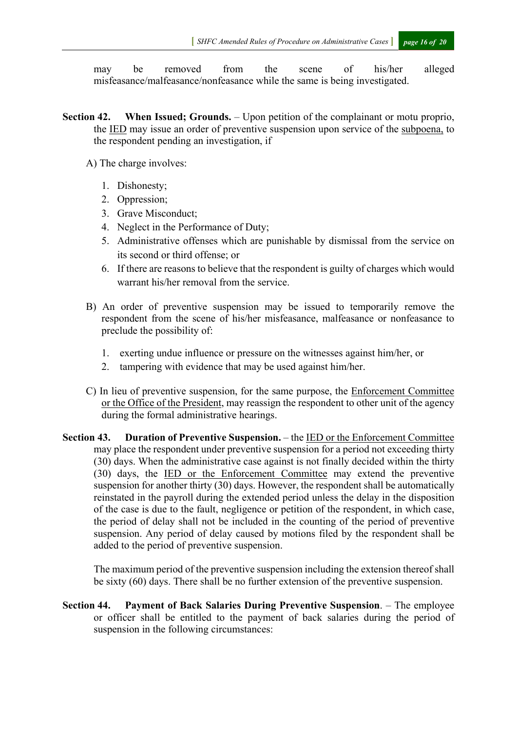may be removed from the scene of his/her alleged misfeasance/malfeasance/nonfeasance while the same is being investigated.

**Section 42. When Issued; Grounds.** – Upon petition of the complainant or motu proprio, the IED may issue an order of preventive suspension upon service of the subpoena, to the respondent pending an investigation, if

A) The charge involves:

1. Dishonesty;
2. Oppression;
3. Grave Misconduct;
4. Neglect in the Performance of Duty;
5. Administrative offenses which are punishable by dismissal from the service on its second or third offense; or
6. If there are reasons to believe that the respondent is guilty of charges which would warrant his/her removal from the service.

B) An order of preventive suspension may be issued to temporarily remove the respondent from the scene of his/her misfeasance, malfeasance or nonfeasance to preclude the possibility of:

1. exerting undue influence or pressure on the witnesses against him/her, or
2. tampering with evidence that may be used against him/her.

C) In lieu of preventive suspension, for the same purpose, the Enforcement Committee or the Office of the President, may reassign the respondent to other unit of the agency during the formal administrative hearings.

**Section 43. Duration of Preventive Suspension.** – the IED or the Enforcement Committee may place the respondent under preventive suspension for a period not exceeding thirty (30) days. When the administrative case against is not finally decided within the thirty (30) days, the IED or the Enforcement Committee may extend the preventive suspension for another thirty (30) days. However, the respondent shall be automatically reinstated in the payroll during the extended period unless the delay in the disposition of the case is due to the fault, negligence or petition of the respondent, in which case, the period of delay shall not be included in the counting of the period of preventive suspension. Any period of delay caused by motions filed by the respondent shall be added to the period of preventive suspension.

The maximum period of the preventive suspension including the extension thereof shall be sixty (60) days. There shall be no further extension of the preventive suspension.

**Section 44. Payment of Back Salaries During Preventive Suspension**. – The employee or officer shall be entitled to the payment of back salaries during the period of suspension in the following circumstances: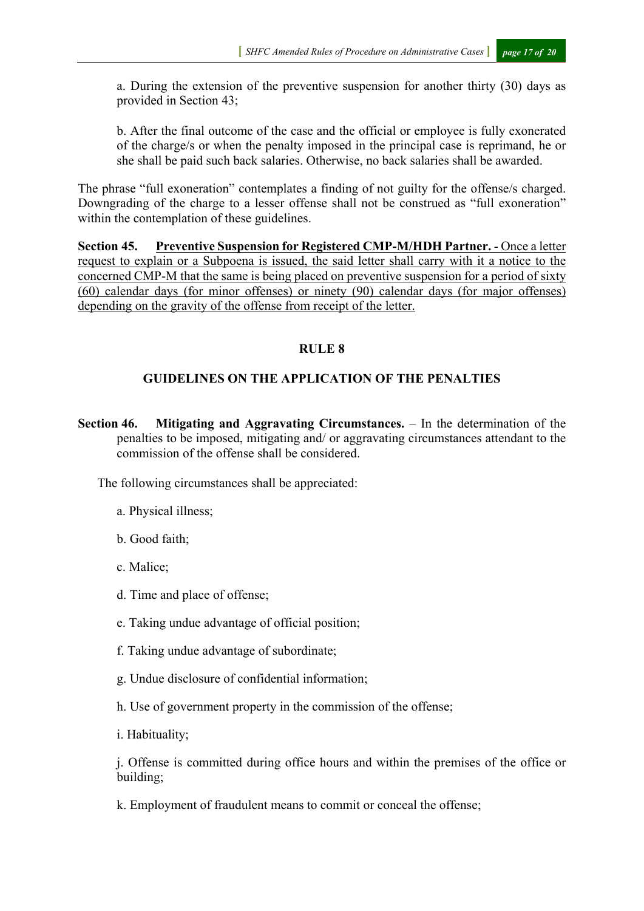a. During the extension of the preventive suspension for another thirty (30) days as provided in Section 43;

b. After the final outcome of the case and the official or employee is fully exonerated of the charge/s or when the penalty imposed in the principal case is reprimand, he or she shall be paid such back salaries. Otherwise, no back salaries shall be awarded.

The phrase "full exoneration" contemplates a finding of not guilty for the offense/s charged. Downgrading of the charge to a lesser offense shall not be construed as "full exoneration" within the contemplation of these guidelines.

**Section 45. <u>Preventive Suspension for Registered CMP-M/HDH Partner.</u>** <u>- Once a letter request to explain or a Subpoena is issued, the said letter shall carry with it a notice to the concerned CMP-M that the same is being placed on preventive suspension for a period of sixty (60) calendar days (for minor offenses) or ninety (90) calendar days (for major offenses) depending on the gravity of the offense from receipt of the letter.</u>

## RULE 8

## GUIDELINES ON THE APPLICATION OF THE PENALTIES

**Section 46. Mitigating and Aggravating Circumstances.** – In the determination of the penalties to be imposed, mitigating and/ or aggravating circumstances attendant to the commission of the offense shall be considered.

The following circumstances shall be appreciated:

a. Physical illness;

b. Good faith;

c. Malice;

d. Time and place of offense;

e. Taking undue advantage of official position;

f. Taking undue advantage of subordinate;

g. Undue disclosure of confidential information;

h. Use of government property in the commission of the offense;

i. Habituality;

j. Offense is committed during office hours and within the premises of the office or building;

k. Employment of fraudulent means to commit or conceal the offense;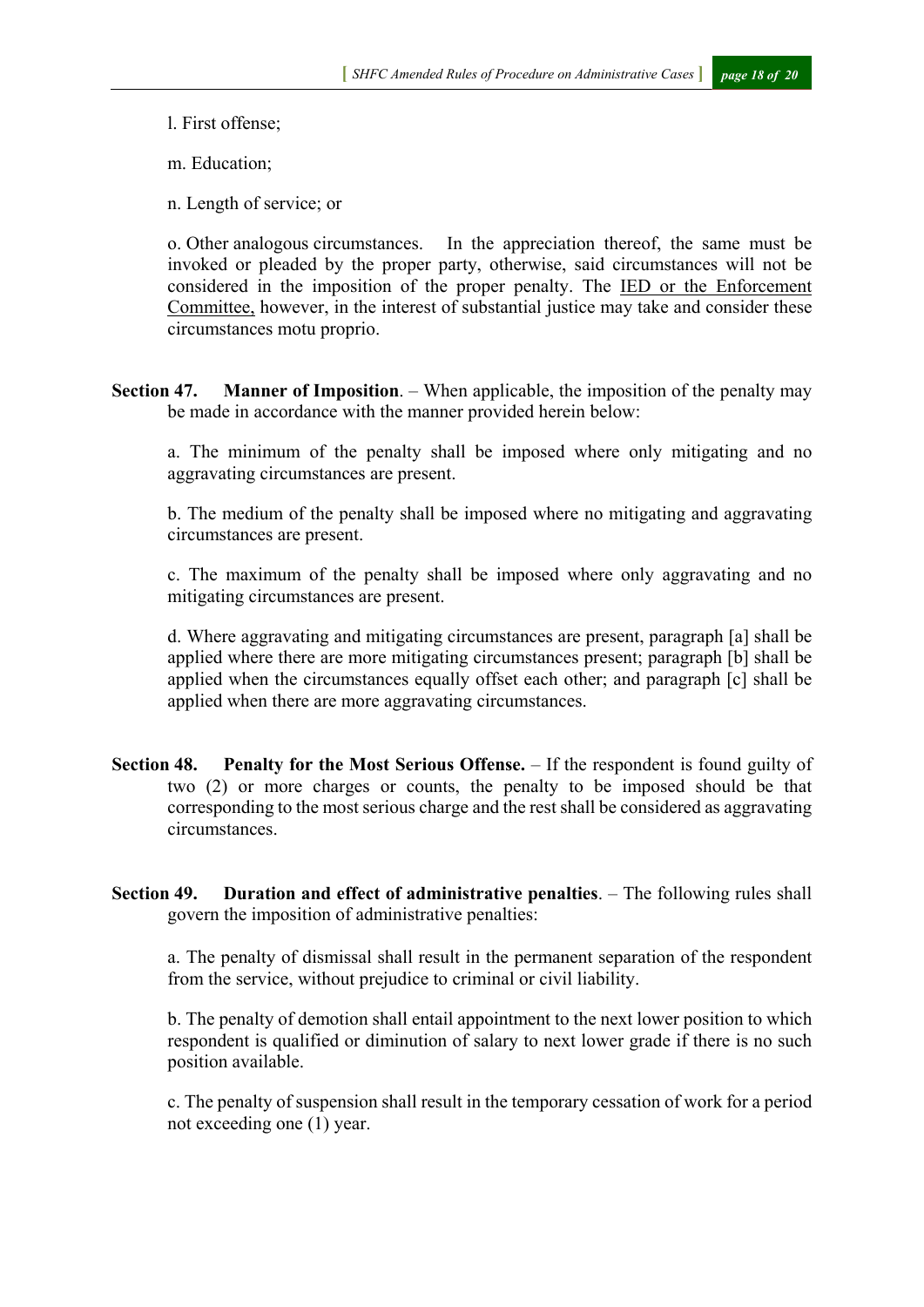l. First offense;

m. Education;

n. Length of service; or

o. Other analogous circumstances. In the appreciation thereof, the same must be invoked or pleaded by the proper party, otherwise, said circumstances will not be considered in the imposition of the proper penalty. The <u>IED or the Enforcement Committee,</u> however, in the interest of substantial justice may take and consider these circumstances motu proprio.

**Section 47. Manner of Imposition**. – When applicable, the imposition of the penalty may be made in accordance with the manner provided herein below:

a. The minimum of the penalty shall be imposed where only mitigating and no aggravating circumstances are present.

b. The medium of the penalty shall be imposed where no mitigating and aggravating circumstances are present.

c. The maximum of the penalty shall be imposed where only aggravating and no mitigating circumstances are present.

d. Where aggravating and mitigating circumstances are present, paragraph [a] shall be applied where there are more mitigating circumstances present; paragraph [b] shall be applied when the circumstances equally offset each other; and paragraph [c] shall be applied when there are more aggravating circumstances.

**Section 48. Penalty for the Most Serious Offense.** – If the respondent is found guilty of two (2) or more charges or counts, the penalty to be imposed should be that corresponding to the most serious charge and the rest shall be considered as aggravating circumstances.

**Section 49. Duration and effect of administrative penalties**. – The following rules shall govern the imposition of administrative penalties:

a. The penalty of dismissal shall result in the permanent separation of the respondent from the service, without prejudice to criminal or civil liability.

b. The penalty of demotion shall entail appointment to the next lower position to which respondent is qualified or diminution of salary to next lower grade if there is no such position available.

c. The penalty of suspension shall result in the temporary cessation of work for a period not exceeding one (1) year.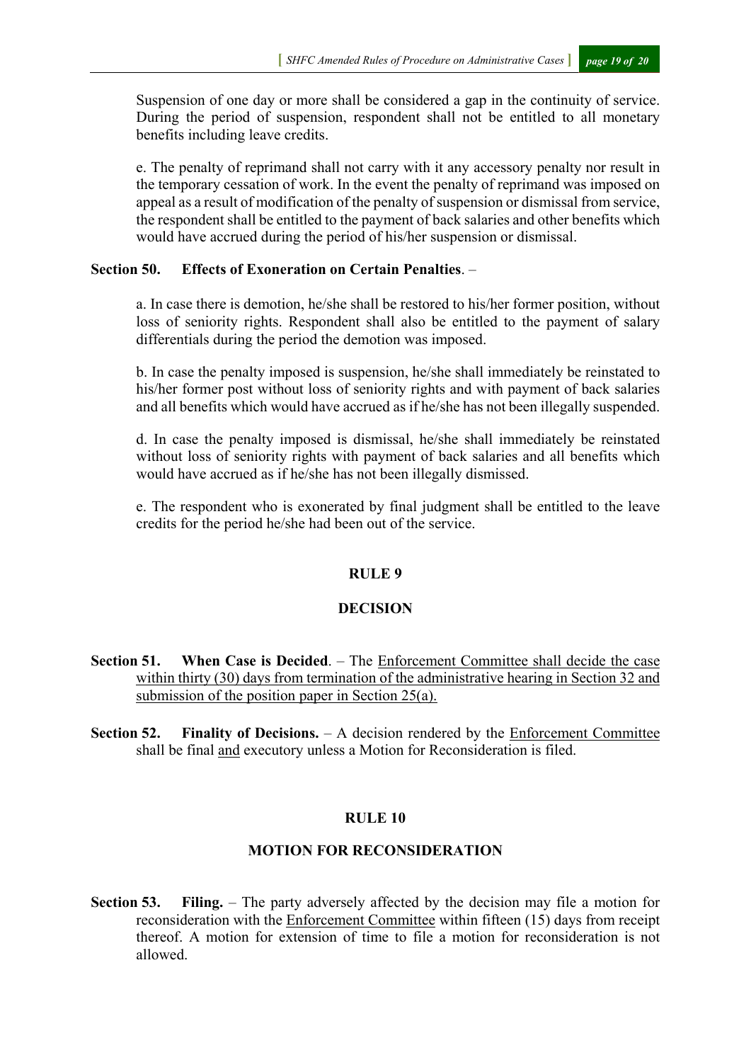Suspension of one day or more shall be considered a gap in the continuity of service. During the period of suspension, respondent shall not be entitled to all monetary benefits including leave credits.

e. The penalty of reprimand shall not carry with it any accessory penalty nor result in the temporary cessation of work. In the event the penalty of reprimand was imposed on appeal as a result of modification of the penalty of suspension or dismissal from service, the respondent shall be entitled to the payment of back salaries and other benefits which would have accrued during the period of his/her suspension or dismissal.

**Section 50. Effects of Exoneration on Certain Penalties**. –

a. In case there is demotion, he/she shall be restored to his/her former position, without loss of seniority rights. Respondent shall also be entitled to the payment of salary differentials during the period the demotion was imposed.

b. In case the penalty imposed is suspension, he/she shall immediately be reinstated to his/her former post without loss of seniority rights and with payment of back salaries and all benefits which would have accrued as if he/she has not been illegally suspended.

d. In case the penalty imposed is dismissal, he/she shall immediately be reinstated without loss of seniority rights with payment of back salaries and all benefits which would have accrued as if he/she has not been illegally dismissed.

e. The respondent who is exonerated by final judgment shall be entitled to the leave credits for the period he/she had been out of the service.

## RULE 9

## DECISION

**Section 51. When Case is Decided**. – The <u>Enforcement Committee shall decide the case within thirty (30) days from termination of the administrative hearing in Section 32 and submission of the position paper in Section 25(a).</u>

**Section 52. Finality of Decisions.** – A decision rendered by the <u>Enforcement Committee</u> shall be final <u>and</u> executory unless a Motion for Reconsideration is filed.

## RULE 10

## MOTION FOR RECONSIDERATION

**Section 53. Filing.** – The party adversely affected by the decision may file a motion for reconsideration with the <u>Enforcement Committee</u> within fifteen (15) days from receipt thereof. A motion for extension of time to file a motion for reconsideration is not allowed.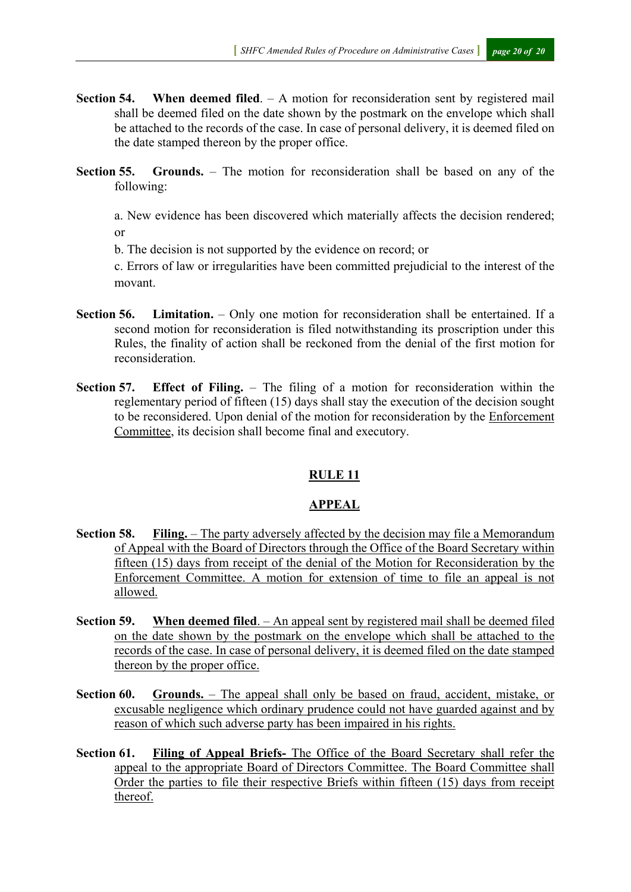**Section 54. When deemed filed**. – A motion for reconsideration sent by registered mail shall be deemed filed on the date shown by the postmark on the envelope which shall be attached to the records of the case. In case of personal delivery, it is deemed filed on the date stamped thereon by the proper office.

**Section 55. Grounds.** – The motion for reconsideration shall be based on any of the following:

a. New evidence has been discovered which materially affects the decision rendered; or

b. The decision is not supported by the evidence on record; or

c. Errors of law or irregularities have been committed prejudicial to the interest of the movant.

**Section 56. Limitation.** – Only one motion for reconsideration shall be entertained. If a second motion for reconsideration is filed notwithstanding its proscription under this Rules, the finality of action shall be reckoned from the denial of the first motion for reconsideration.

**Section 57. Effect of Filing.** – The filing of a motion for reconsideration within the reglementary period of fifteen (15) days shall stay the execution of the decision sought to be reconsidered. Upon denial of the motion for reconsideration by the <u>Enforcement Committee</u>, its decision shall become final and executory.

## RULE 11

## APPEAL

**Section 58. <u>Filing.</u>** <u>– The party adversely affected by the decision may file a Memorandum of Appeal with the Board of Directors through the Office of the Board Secretary within fifteen (15) days from receipt of the denial of the Motion for Reconsideration by the Enforcement Committee. A motion for extension of time to file an appeal is not allowed.</u>

**Section 59. <u>When deemed filed</u>**. <u>– An appeal sent by registered mail shall be deemed filed on the date shown by the postmark on the envelope which shall be attached to the records of the case. In case of personal delivery, it is deemed filed on the date stamped thereon by the proper office.</u>

**Section 60. <u>Grounds.</u>** <u>– The appeal shall only be based on fraud, accident, mistake, or excusable negligence which ordinary prudence could not have guarded against and by reason of which such adverse party has been impaired in his rights.</u>

**Section 61. <u>Filing of Appeal Briefs-</u>** <u>The Office of the Board Secretary shall refer the appeal to the appropriate Board of Directors Committee. The Board Committee shall Order the parties to file their respective Briefs within fifteen (15) days from receipt thereof.</u>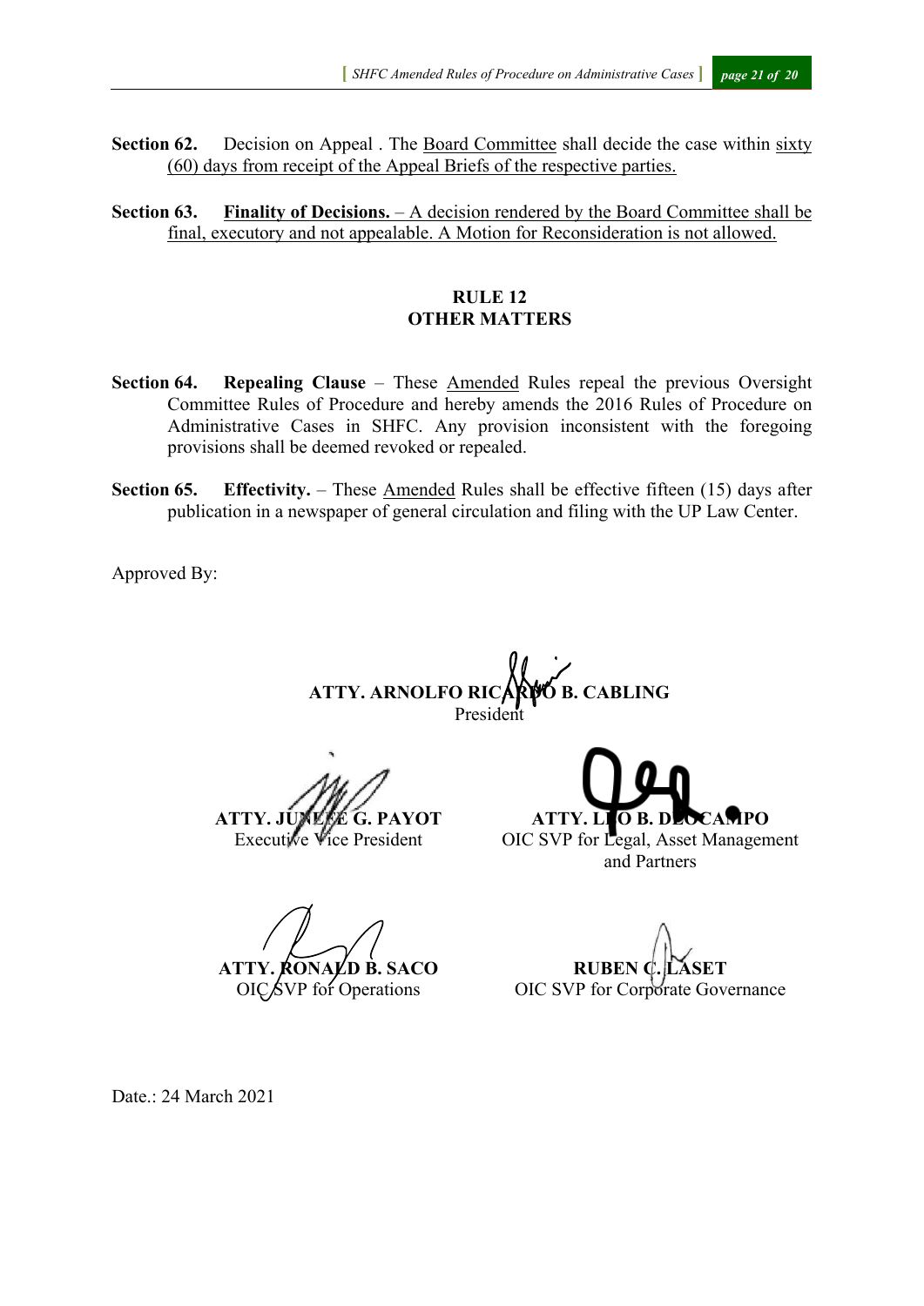**Section 62.** Decision on Appeal . The <u>Board Committee</u> shall decide the case within <u>sixty (60) days from receipt of the Appeal Briefs of the respective parties.</u>

**Section 63.** <u>**Finality of Decisions.** – A decision rendered by the Board Committee shall be final, executory and not appealable. A Motion for Reconsideration is not allowed.</u>

## RULE 12
## OTHER MATTERS

**Section 64.** **Repealing Clause** – These <u>Amended</u> Rules repeal the previous Oversight Committee Rules of Procedure and hereby amends the 2016 Rules of Procedure on Administrative Cases in SHFC. Any provision inconsistent with the foregoing provisions shall be deemed revoked or repealed.

**Section 65.** **Effectivity.** – These <u>Amended</u> Rules shall be effective fifteen (15) days after publication in a newspaper of general circulation and filing with the UP Law Center.

Approved By:

**ATTY. ARNOLFO RICARDO B. CABLING**
President

**ATTY. JUNEFE G. PAYOT**
Executive Vice President

**ATTY. LEO B. DEOCAMPO**
OIC SVP for Legal, Asset Management and Partners

**ATTY. RONALD B. SACO**
OIC SVP for Operations

**RUBEN C. LASET**
OIC SVP for Corporate Governance

Date.: 24 March 2021